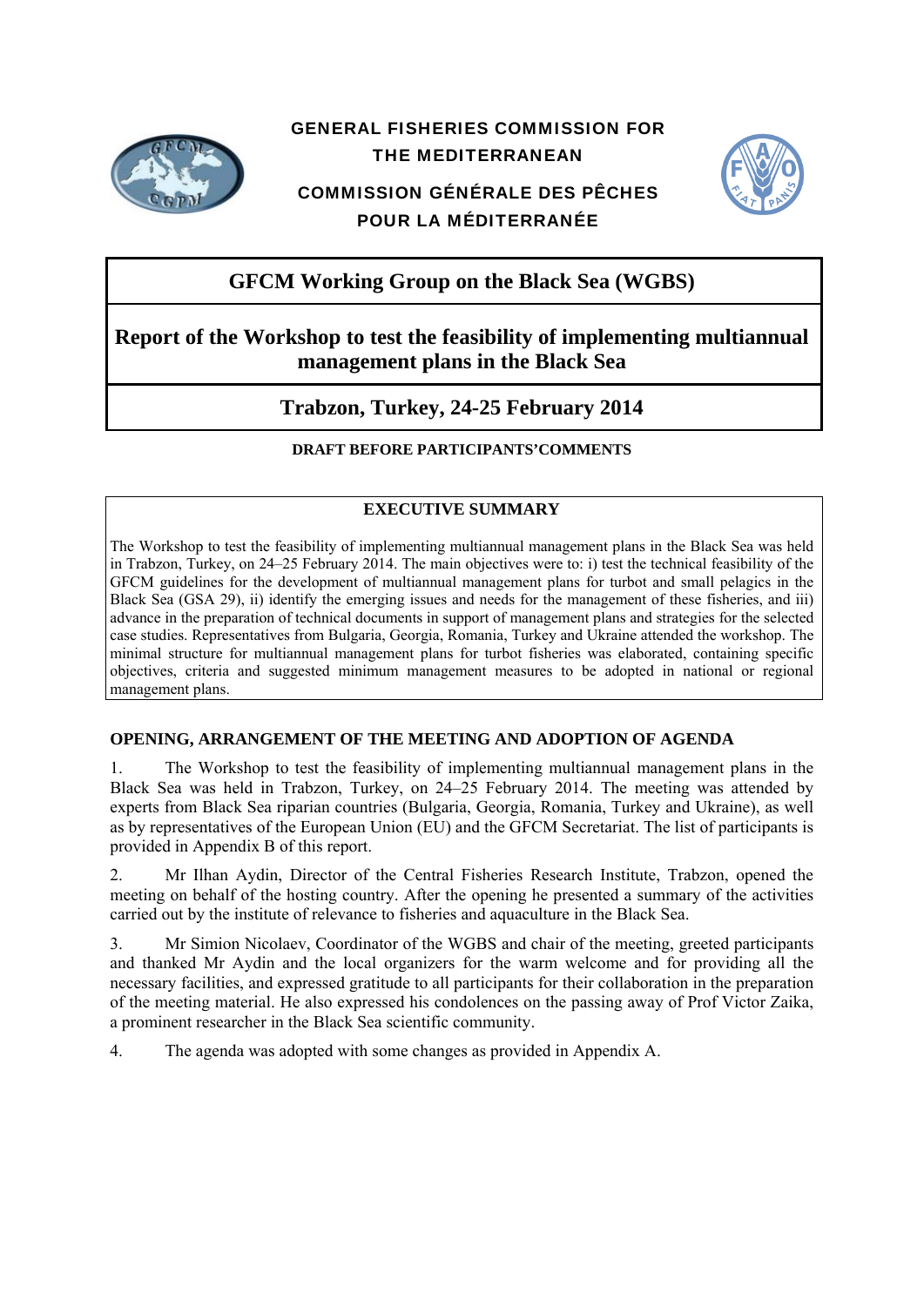**GENERAL FISHERIES COMMISSION FOR THE MEDITERRANEAN**

**COMMISSION GÉNÉRALE DES PÊCHES POUR LA MÉDITERRANÉE**

# GFCM Working Group on the Black Sea (WGBS)

# Report of the Workshop to test the feasibility of implementing multiannual management plans in the Black Sea

## Trabzon, Turkey, 24-25 February 2014

**DRAFT BEFORE PARTICIPANTS'COMMENTS**

**EXECUTIVE SUMMARY**

The Workshop to test the feasibility of implementing multiannual management plans in the Black Sea was held in Trabzon, Turkey, on 24–25 February 2014. The main objectives were to: i) test the technical feasibility of the GFCM guidelines for the development of multiannual management plans for turbot and small pelagics in the Black Sea (GSA 29), ii) identify the emerging issues and needs for the management of these fisheries, and iii) advance in the preparation of technical documents in support of management plans and strategies for the selected case studies. Representatives from Bulgaria, Georgia, Romania, Turkey and Ukraine attended the workshop. The minimal structure for multiannual management plans for turbot fisheries was elaborated, containing specific objectives, criteria and suggested minimum management measures to be adopted in national or regional management plans.

## OPENING, ARRANGEMENT OF THE MEETING AND ADOPTION OF AGENDA

1. The Workshop to test the feasibility of implementing multiannual management plans in the Black Sea was held in Trabzon, Turkey, on 24–25 February 2014. The meeting was attended by experts from Black Sea riparian countries (Bulgaria, Georgia, Romania, Turkey and Ukraine), as well as by representatives of the European Union (EU) and the GFCM Secretariat. The list of participants is provided in Appendix B of this report.

2. Mr Ilhan Aydin, Director of the Central Fisheries Research Institute, Trabzon, opened the meeting on behalf of the hosting country. After the opening he presented a summary of the activities carried out by the institute of relevance to fisheries and aquaculture in the Black Sea.

3. Mr Simion Nicolaev, Coordinator of the WGBS and chair of the meeting, greeted participants and thanked Mr Aydin and the local organizers for the warm welcome and for providing all the necessary facilities, and expressed gratitude to all participants for their collaboration in the preparation of the meeting material. He also expressed his condolences on the passing away of Prof Victor Zaika, a prominent researcher in the Black Sea scientific community.

4. The agenda was adopted with some changes as provided in Appendix A.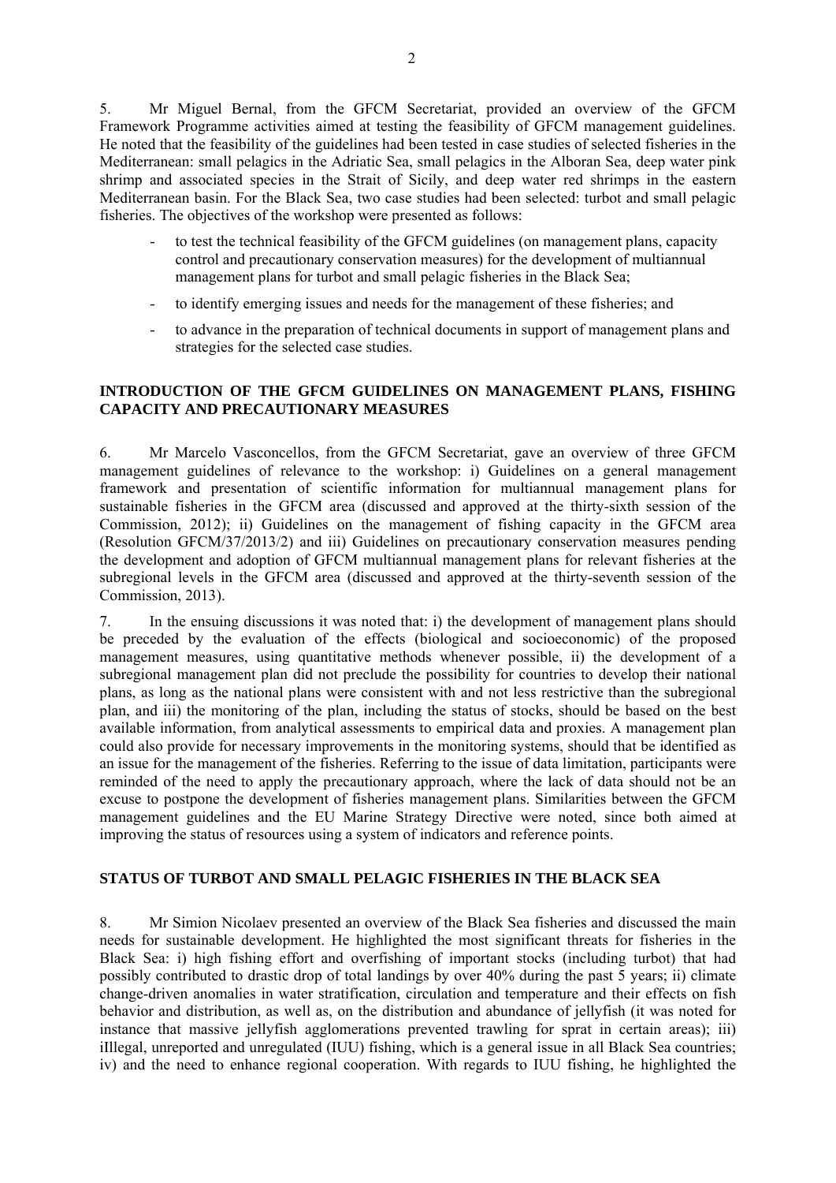5. Mr Miguel Bernal, from the GFCM Secretariat, provided an overview of the GFCM Framework Programme activities aimed at testing the feasibility of GFCM management guidelines. He noted that the feasibility of the guidelines had been tested in case studies of selected fisheries in the Mediterranean: small pelagics in the Adriatic Sea, small pelagics in the Alboran Sea, deep water pink shrimp and associated species in the Strait of Sicily, and deep water red shrimps in the eastern Mediterranean basin. For the Black Sea, two case studies had been selected: turbot and small pelagic fisheries. The objectives of the workshop were presented as follows:

- to test the technical feasibility of the GFCM guidelines (on management plans, capacity control and precautionary conservation measures) for the development of multiannual management plans for turbot and small pelagic fisheries in the Black Sea;
- to identify emerging issues and needs for the management of these fisheries; and
- to advance in the preparation of technical documents in support of management plans and strategies for the selected case studies.

## INTRODUCTION OF THE GFCM GUIDELINES ON MANAGEMENT PLANS, FISHING CAPACITY AND PRECAUTIONARY MEASURES

6. Mr Marcelo Vasconcellos, from the GFCM Secretariat, gave an overview of three GFCM management guidelines of relevance to the workshop: i) Guidelines on a general management framework and presentation of scientific information for multiannual management plans for sustainable fisheries in the GFCM area (discussed and approved at the thirty-sixth session of the Commission, 2012); ii) Guidelines on the management of fishing capacity in the GFCM area (Resolution GFCM/37/2013/2) and iii) Guidelines on precautionary conservation measures pending the development and adoption of GFCM multiannual management plans for relevant fisheries at the subregional levels in the GFCM area (discussed and approved at the thirty-seventh session of the Commission, 2013).

7. In the ensuing discussions it was noted that: i) the development of management plans should be preceded by the evaluation of the effects (biological and socioeconomic) of the proposed management measures, using quantitative methods whenever possible, ii) the development of a subregional management plan did not preclude the possibility for countries to develop their national plans, as long as the national plans were consistent with and not less restrictive than the subregional plan, and iii) the monitoring of the plan, including the status of stocks, should be based on the best available information, from analytical assessments to empirical data and proxies. A management plan could also provide for necessary improvements in the monitoring systems, should that be identified as an issue for the management of the fisheries. Referring to the issue of data limitation, participants were reminded of the need to apply the precautionary approach, where the lack of data should not be an excuse to postpone the development of fisheries management plans. Similarities between the GFCM management guidelines and the EU Marine Strategy Directive were noted, since both aimed at improving the status of resources using a system of indicators and reference points.

## STATUS OF TURBOT AND SMALL PELAGIC FISHERIES IN THE BLACK SEA

8. Mr Simion Nicolaev presented an overview of the Black Sea fisheries and discussed the main needs for sustainable development. He highlighted the most significant threats for fisheries in the Black Sea: i) high fishing effort and overfishing of important stocks (including turbot) that had possibly contributed to drastic drop of total landings by over 40% during the past 5 years; ii) climate change-driven anomalies in water stratification, circulation and temperature and their effects on fish behavior and distribution, as well as, on the distribution and abundance of jellyfish (it was noted for instance that massive jellyfish agglomerations prevented trawling for sprat in certain areas); iii) iIllegal, unreported and unregulated (IUU) fishing, which is a general issue in all Black Sea countries; iv) and the need to enhance regional cooperation. With regards to IUU fishing, he highlighted the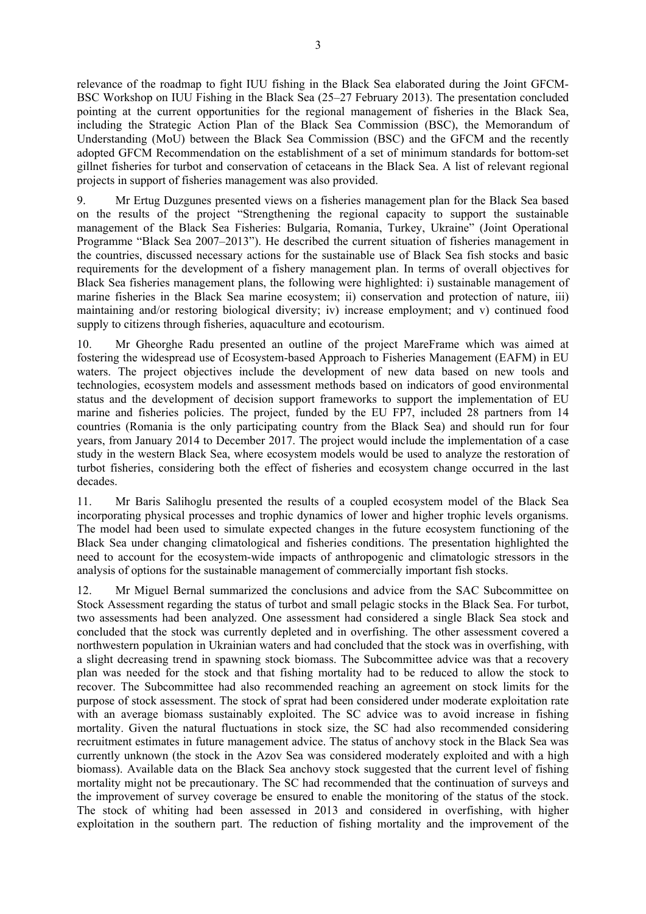relevance of the roadmap to fight IUU fishing in the Black Sea elaborated during the Joint GFCM-BSC Workshop on IUU Fishing in the Black Sea (25–27 February 2013). The presentation concluded pointing at the current opportunities for the regional management of fisheries in the Black Sea, including the Strategic Action Plan of the Black Sea Commission (BSC), the Memorandum of Understanding (MoU) between the Black Sea Commission (BSC) and the GFCM and the recently adopted GFCM Recommendation on the establishment of a set of minimum standards for bottom-set gillnet fisheries for turbot and conservation of cetaceans in the Black Sea. A list of relevant regional projects in support of fisheries management was also provided.

9. Mr Ertug Duzgunes presented views on a fisheries management plan for the Black Sea based on the results of the project "Strengthening the regional capacity to support the sustainable management of the Black Sea Fisheries: Bulgaria, Romania, Turkey, Ukraine" (Joint Operational Programme "Black Sea 2007–2013"). He described the current situation of fisheries management in the countries, discussed necessary actions for the sustainable use of Black Sea fish stocks and basic requirements for the development of a fishery management plan. In terms of overall objectives for Black Sea fisheries management plans, the following were highlighted: i) sustainable management of marine fisheries in the Black Sea marine ecosystem; ii) conservation and protection of nature, iii) maintaining and/or restoring biological diversity; iv) increase employment; and v) continued food supply to citizens through fisheries, aquaculture and ecotourism.

10. Mr Gheorghe Radu presented an outline of the project MareFrame which was aimed at fostering the widespread use of Ecosystem-based Approach to Fisheries Management (EAFM) in EU waters. The project objectives include the development of new data based on new tools and technologies, ecosystem models and assessment methods based on indicators of good environmental status and the development of decision support frameworks to support the implementation of EU marine and fisheries policies. The project, funded by the EU FP7, included 28 partners from 14 countries (Romania is the only participating country from the Black Sea) and should run for four years, from January 2014 to December 2017. The project would include the implementation of a case study in the western Black Sea, where ecosystem models would be used to analyze the restoration of turbot fisheries, considering both the effect of fisheries and ecosystem change occurred in the last decades.

11. Mr Baris Salihoglu presented the results of a coupled ecosystem model of the Black Sea incorporating physical processes and trophic dynamics of lower and higher trophic levels organisms. The model had been used to simulate expected changes in the future ecosystem functioning of the Black Sea under changing climatological and fisheries conditions. The presentation highlighted the need to account for the ecosystem-wide impacts of anthropogenic and climatologic stressors in the analysis of options for the sustainable management of commercially important fish stocks.

12. Mr Miguel Bernal summarized the conclusions and advice from the SAC Subcommittee on Stock Assessment regarding the status of turbot and small pelagic stocks in the Black Sea. For turbot, two assessments had been analyzed. One assessment had considered a single Black Sea stock and concluded that the stock was currently depleted and in overfishing. The other assessment covered a northwestern population in Ukrainian waters and had concluded that the stock was in overfishing, with a slight decreasing trend in spawning stock biomass. The Subcommittee advice was that a recovery plan was needed for the stock and that fishing mortality had to be reduced to allow the stock to recover. The Subcommittee had also recommended reaching an agreement on stock limits for the purpose of stock assessment. The stock of sprat had been considered under moderate exploitation rate with an average biomass sustainably exploited. The SC advice was to avoid increase in fishing mortality. Given the natural fluctuations in stock size, the SC had also recommended considering recruitment estimates in future management advice. The status of anchovy stock in the Black Sea was currently unknown (the stock in the Azov Sea was considered moderately exploited and with a high biomass). Available data on the Black Sea anchovy stock suggested that the current level of fishing mortality might not be precautionary. The SC had recommended that the continuation of surveys and the improvement of survey coverage be ensured to enable the monitoring of the status of the stock. The stock of whiting had been assessed in 2013 and considered in overfishing, with higher exploitation in the southern part. The reduction of fishing mortality and the improvement of the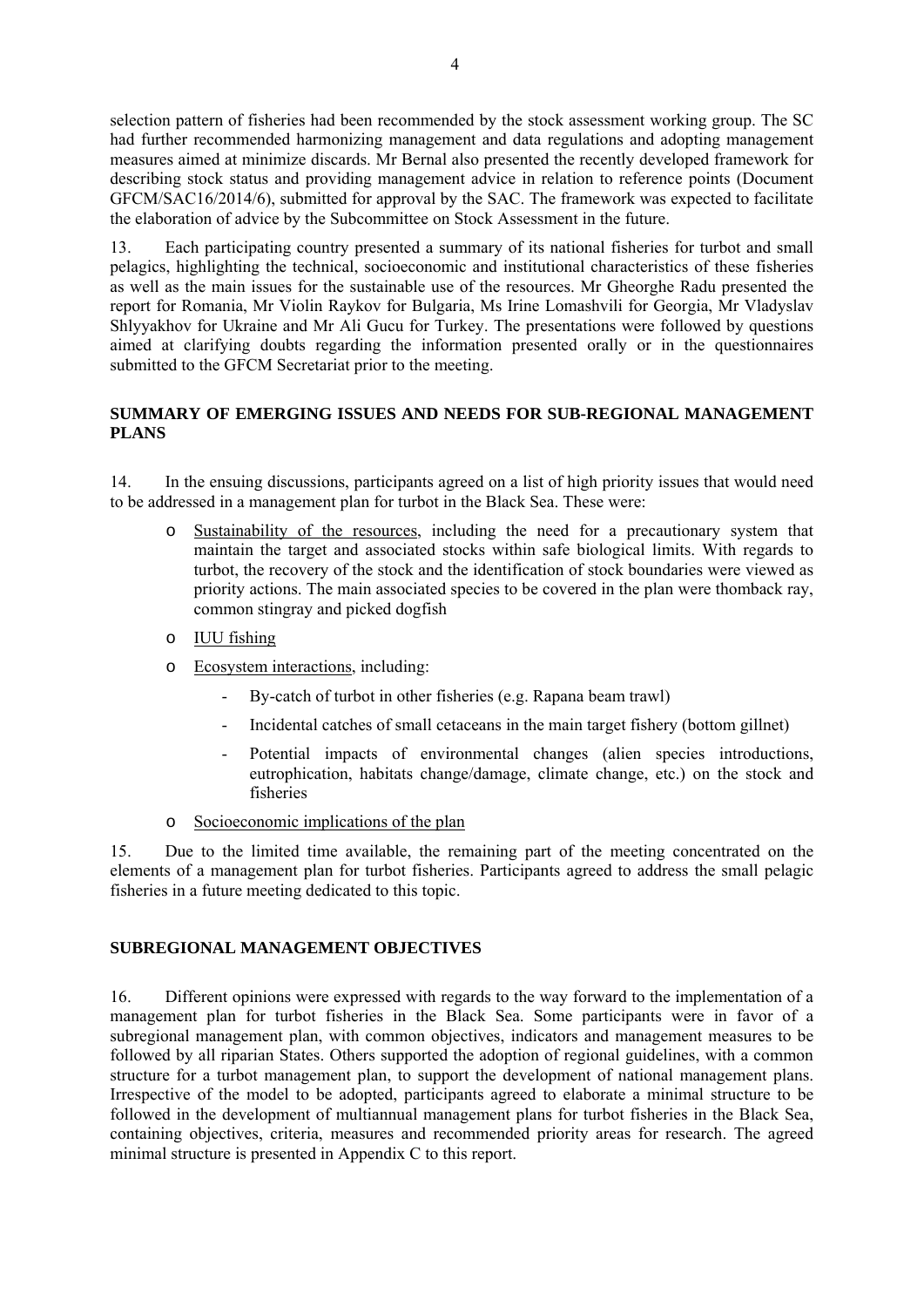selection pattern of fisheries had been recommended by the stock assessment working group. The SC had further recommended harmonizing management and data regulations and adopting management measures aimed at minimize discards. Mr Bernal also presented the recently developed framework for describing stock status and providing management advice in relation to reference points (Document GFCM/SAC16/2014/6), submitted for approval by the SAC. The framework was expected to facilitate the elaboration of advice by the Subcommittee on Stock Assessment in the future.

13. Each participating country presented a summary of its national fisheries for turbot and small pelagics, highlighting the technical, socioeconomic and institutional characteristics of these fisheries as well as the main issues for the sustainable use of the resources. Mr Gheorghe Radu presented the report for Romania, Mr Violin Raykov for Bulgaria, Ms Irine Lomashvili for Georgia, Mr Vladyslav Shlyyakhov for Ukraine and Mr Ali Gucu for Turkey. The presentations were followed by questions aimed at clarifying doubts regarding the information presented orally or in the questionnaires submitted to the GFCM Secretariat prior to the meeting.

## SUMMARY OF EMERGING ISSUES AND NEEDS FOR SUB-REGIONAL MANAGEMENT PLANS

14. In the ensuing discussions, participants agreed on a list of high priority issues that would need to be addressed in a management plan for turbot in the Black Sea. These were:

- Sustainability of the resources, including the need for a precautionary system that maintain the target and associated stocks within safe biological limits. With regards to turbot, the recovery of the stock and the identification of stock boundaries were viewed as priority actions. The main associated species to be covered in the plan were thomback ray, common stingray and picked dogfish
- IUU fishing
- Ecosystem interactions, including:
  - By-catch of turbot in other fisheries (e.g. Rapana beam trawl)
  - Incidental catches of small cetaceans in the main target fishery (bottom gillnet)
  - Potential impacts of environmental changes (alien species introductions, eutrophication, habitats change/damage, climate change, etc.) on the stock and fisheries
- Socioeconomic implications of the plan

15. Due to the limited time available, the remaining part of the meeting concentrated on the elements of a management plan for turbot fisheries. Participants agreed to address the small pelagic fisheries in a future meeting dedicated to this topic.

## SUBREGIONAL MANAGEMENT OBJECTIVES

16. Different opinions were expressed with regards to the way forward to the implementation of a management plan for turbot fisheries in the Black Sea. Some participants were in favor of a subregional management plan, with common objectives, indicators and management measures to be followed by all riparian States. Others supported the adoption of regional guidelines, with a common structure for a turbot management plan, to support the development of national management plans. Irrespective of the model to be adopted, participants agreed to elaborate a minimal structure to be followed in the development of multiannual management plans for turbot fisheries in the Black Sea, containing objectives, criteria, measures and recommended priority areas for research. The agreed minimal structure is presented in Appendix C to this report.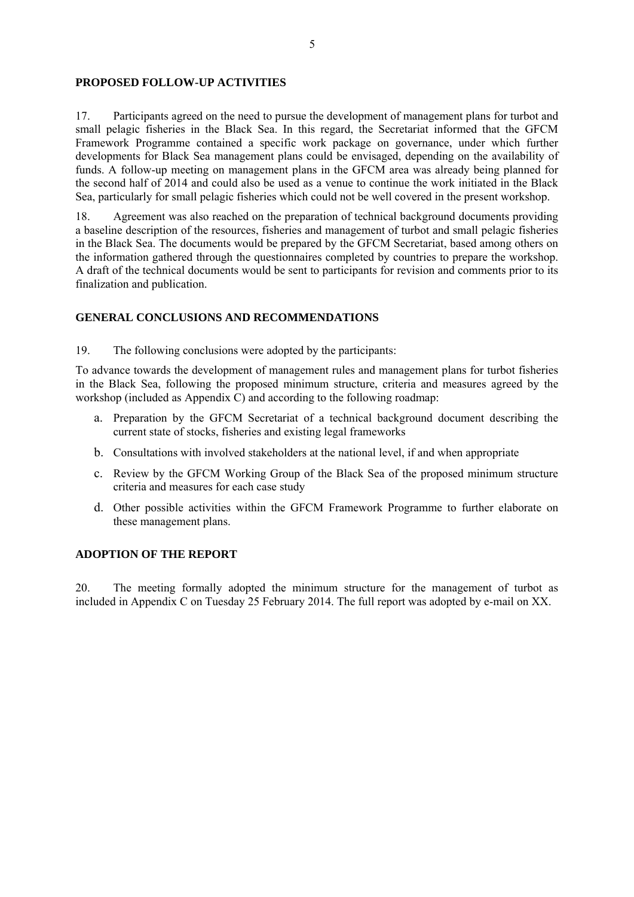## PROPOSED FOLLOW-UP ACTIVITIES

17. Participants agreed on the need to pursue the development of management plans for turbot and small pelagic fisheries in the Black Sea. In this regard, the Secretariat informed that the GFCM Framework Programme contained a specific work package on governance, under which further developments for Black Sea management plans could be envisaged, depending on the availability of funds. A follow-up meeting on management plans in the GFCM area was already being planned for the second half of 2014 and could also be used as a venue to continue the work initiated in the Black Sea, particularly for small pelagic fisheries which could not be well covered in the present workshop.

18. Agreement was also reached on the preparation of technical background documents providing a baseline description of the resources, fisheries and management of turbot and small pelagic fisheries in the Black Sea. The documents would be prepared by the GFCM Secretariat, based among others on the information gathered through the questionnaires completed by countries to prepare the workshop. A draft of the technical documents would be sent to participants for revision and comments prior to its finalization and publication.

## GENERAL CONCLUSIONS AND RECOMMENDATIONS

19. The following conclusions were adopted by the participants:

To advance towards the development of management rules and management plans for turbot fisheries in the Black Sea, following the proposed minimum structure, criteria and measures agreed by the workshop (included as Appendix C) and according to the following roadmap:

a. Preparation by the GFCM Secretariat of a technical background document describing the current state of stocks, fisheries and existing legal frameworks
b. Consultations with involved stakeholders at the national level, if and when appropriate
c. Review by the GFCM Working Group of the Black Sea of the proposed minimum structure criteria and measures for each case study
d. Other possible activities within the GFCM Framework Programme to further elaborate on these management plans.

## ADOPTION OF THE REPORT

20. The meeting formally adopted the minimum structure for the management of turbot as included in Appendix C on Tuesday 25 February 2014. The full report was adopted by e-mail on XX.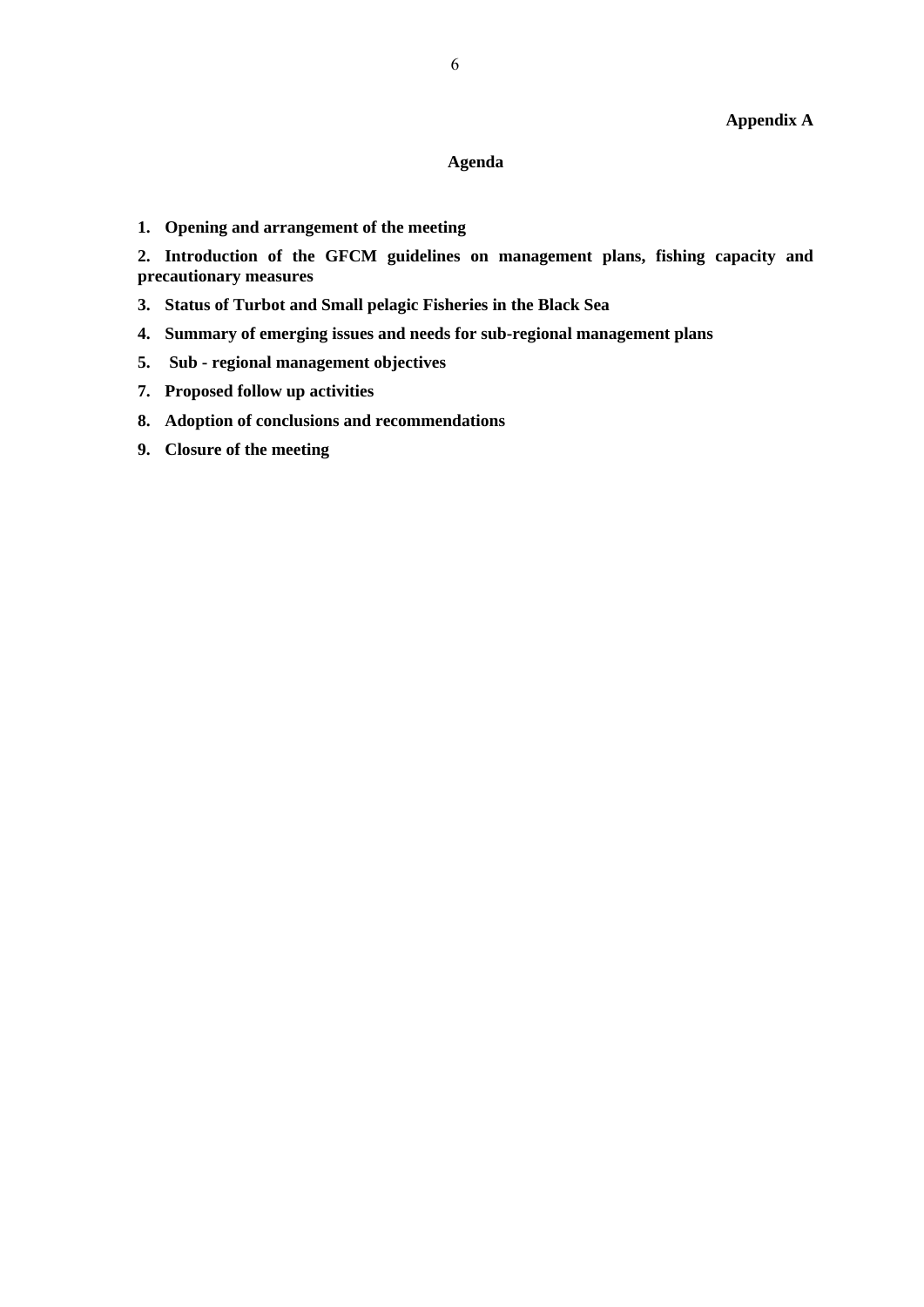**Appendix A**

## Agenda

1. **Opening and arrangement of the meeting**

2. **Introduction of the GFCM guidelines on management plans, fishing capacity and precautionary measures**

3. **Status of Turbot and Small pelagic Fisheries in the Black Sea**

4. **Summary of emerging issues and needs for sub-regional management plans**

5. **Sub - regional management objectives**

7. **Proposed follow up activities**

8. **Adoption of conclusions and recommendations**

9. **Closure of the meeting**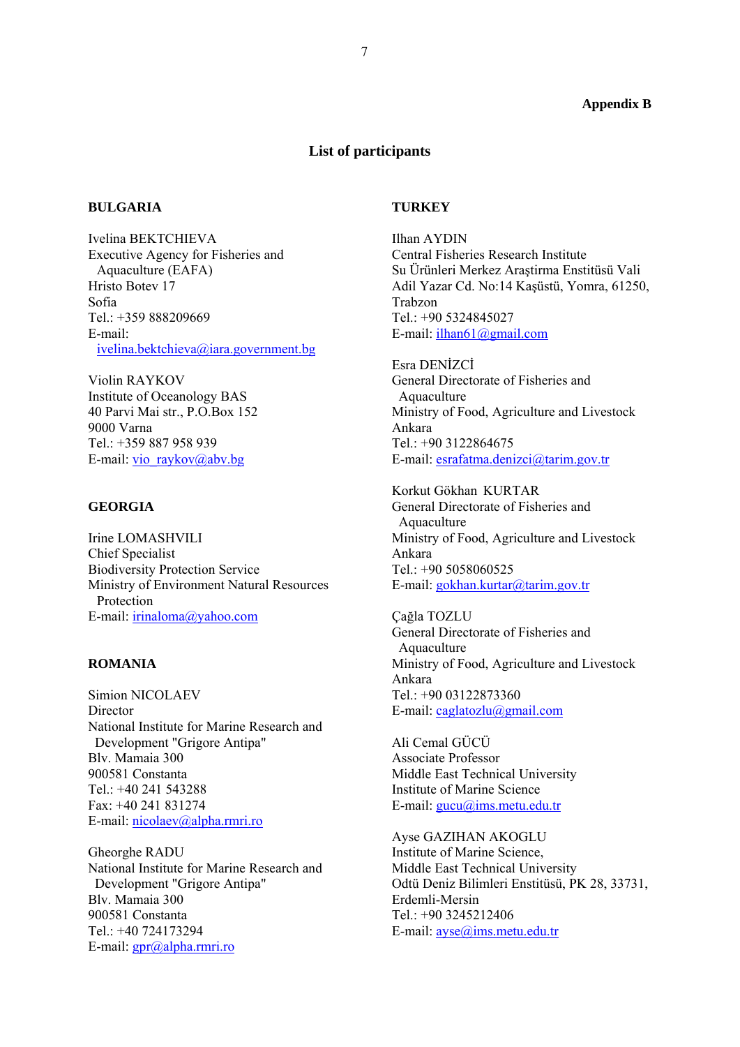**Appendix B**

## List of participants

### BULGARIA

Ivelina BEKTCHIEVA
Executive Agency for Fisheries and Aquaculture (EAFA)
Hristo Botev 17
Sofia
Tel.: +359 888209669
E-mail: ivelina.bektchieva@iara.government.bg

Violin RAYKOV
Institute of Oceanology BAS
40 Parvi Mai str., P.O.Box 152
9000 Varna
Tel.: +359 887 958 939
E-mail: vio_raykov@abv.bg

### GEORGIA

Irine LOMASHVILI
Chief Specialist
Biodiversity Protection Service
Ministry of Environment Natural Resources Protection
E-mail: irinaloma@yahoo.com

### ROMANIA

Simion NICOLAEV
Director
National Institute for Marine Research and Development "Grigore Antipa"
Blv. Mamaia 300
900581 Constanta
Tel.: +40 241 543288
Fax: +40 241 831274
E-mail: nicolaev@alpha.rmri.ro

Gheorghe RADU
National Institute for Marine Research and Development "Grigore Antipa"
Blv. Mamaia 300
900581 Constanta
Tel.: +40 724173294
E-mail: gpr@alpha.rmri.ro

### TURKEY

Ilhan AYDIN
Central Fisheries Research Institute
Su Ürünleri Merkez Araştirma Enstitüsü Vali Adil Yazar Cd. No:14 Kaşüstü, Yomra, 61250, Trabzon
Tel.: +90 5324845027
E-mail: ilhan61@gmail.com

Esra DENİZCİ
General Directorate of Fisheries and Aquaculture
Ministry of Food, Agriculture and Livestock
Ankara
Tel.: +90 3122864675
E-mail: esrafatma.denizci@tarim.gov.tr

Korkut Gökhan KURTAR
General Directorate of Fisheries and Aquaculture
Ministry of Food, Agriculture and Livestock
Ankara
Tel.: +90 5058060525
E-mail: gokhan.kurtar@tarim.gov.tr

Çağla TOZLU
General Directorate of Fisheries and Aquaculture
Ministry of Food, Agriculture and Livestock
Ankara
Tel.: +90 03122873360
E-mail: caglatozlu@gmail.com

Ali Cemal GÜCÜ
Associate Professor
Middle East Technical University
Institute of Marine Science
E-mail: gucu@ims.metu.edu.tr

Ayse GAZIHAN AKOGLU
Institute of Marine Science,
Middle East Technical University
Odtü Deniz Bilimleri Enstitüsü, PK 28, 33731, Erdemli-Mersin
Tel.: +90 3245212406
E-mail: ayse@ims.metu.edu.tr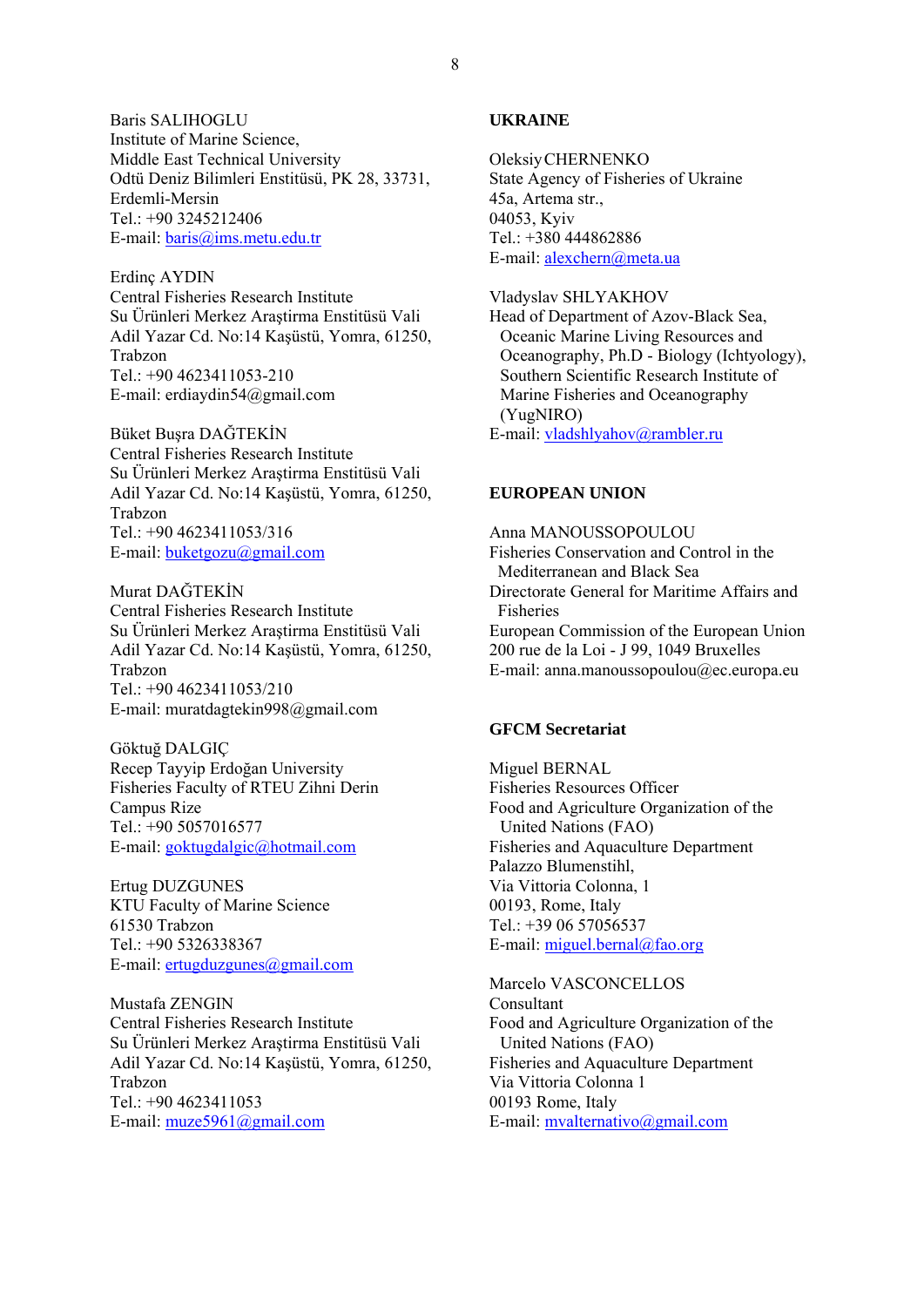Baris SALIHOGLU
Institute of Marine Science,
Middle East Technical University
Odtü Deniz Bilimleri Enstitüsü, PK 28, 33731, Erdemli-Mersin
Tel.: +90 3245212406
E-mail: baris@ims.metu.edu.tr

Erdinç AYDIN
Central Fisheries Research Institute
Su Ürünleri Merkez Araştirma Enstitüsü Vali Adil Yazar Cd. No:14 Kaşüstü, Yomra, 61250, Trabzon
Tel.: +90 4623411053-210
E-mail: erdiaydin54@gmail.com

Büket Buşra DAĞTEKİN
Central Fisheries Research Institute
Su Ürünleri Merkez Araştirma Enstitüsü Vali Adil Yazar Cd. No:14 Kaşüstü, Yomra, 61250, Trabzon
Tel.: +90 4623411053/316
E-mail: buketgozu@gmail.com

Murat DAĞTEKİN
Central Fisheries Research Institute
Su Ürünleri Merkez Araştirma Enstitüsü Vali Adil Yazar Cd. No:14 Kaşüstü, Yomra, 61250, Trabzon
Tel.: +90 4623411053/210
E-mail: muratdagtekin998@gmail.com

Göktuğ DALGIÇ
Recep Tayyip Erdoğan University
Fisheries Faculty of RTEU Zihni Derin Campus Rize
Tel.: +90 5057016577
E-mail: goktugdalgic@hotmail.com

Ertug DUZGUNES
KTU Faculty of Marine Science
61530 Trabzon
Tel.: +90 5326338367
E-mail: ertugduzgunes@gmail.com

Mustafa ZENGIN
Central Fisheries Research Institute
Su Ürünleri Merkez Araştirma Enstitüsü Vali Adil Yazar Cd. No:14 Kaşüstü, Yomra, 61250, Trabzon
Tel.: +90 4623411053
E-mail: muze5961@gmail.com

**UKRAINE**

Oleksiy CHERNENKO
State Agency of Fisheries of Ukraine
45a, Artema str.,
04053, Kyiv
Tel.: +380 444862886
E-mail: alexchern@meta.ua

Vladyslav SHLYAKHOV
Head of Department of Azov-Black Sea, Oceanic Marine Living Resources and Oceanography, Ph.D - Biology (Ichtyology), Southern Scientific Research Institute of Marine Fisheries and Oceanography (YugNIRO)
E-mail: vladshlyahov@rambler.ru

**EUROPEAN UNION**

Anna MANOUSSOPOULOU
Fisheries Conservation and Control in the Mediterranean and Black Sea
Directorate General for Maritime Affairs and Fisheries
European Commission of the European Union
200 rue de la Loi - J 99, 1049 Bruxelles
E-mail: anna.manoussopoulou@ec.europa.eu

**GFCM Secretariat**

Miguel BERNAL
Fisheries Resources Officer
Food and Agriculture Organization of the United Nations (FAO)
Fisheries and Aquaculture Department
Palazzo Blumenstihl,
Via Vittoria Colonna, 1
00193, Rome, Italy
Tel.: +39 06 57056537
E-mail: miguel.bernal@fao.org

Marcelo VASCONCELLOS
Consultant
Food and Agriculture Organization of the United Nations (FAO)
Fisheries and Aquaculture Department
Via Vittoria Colonna 1
00193 Rome, Italy
E-mail: mvalternativo@gmail.com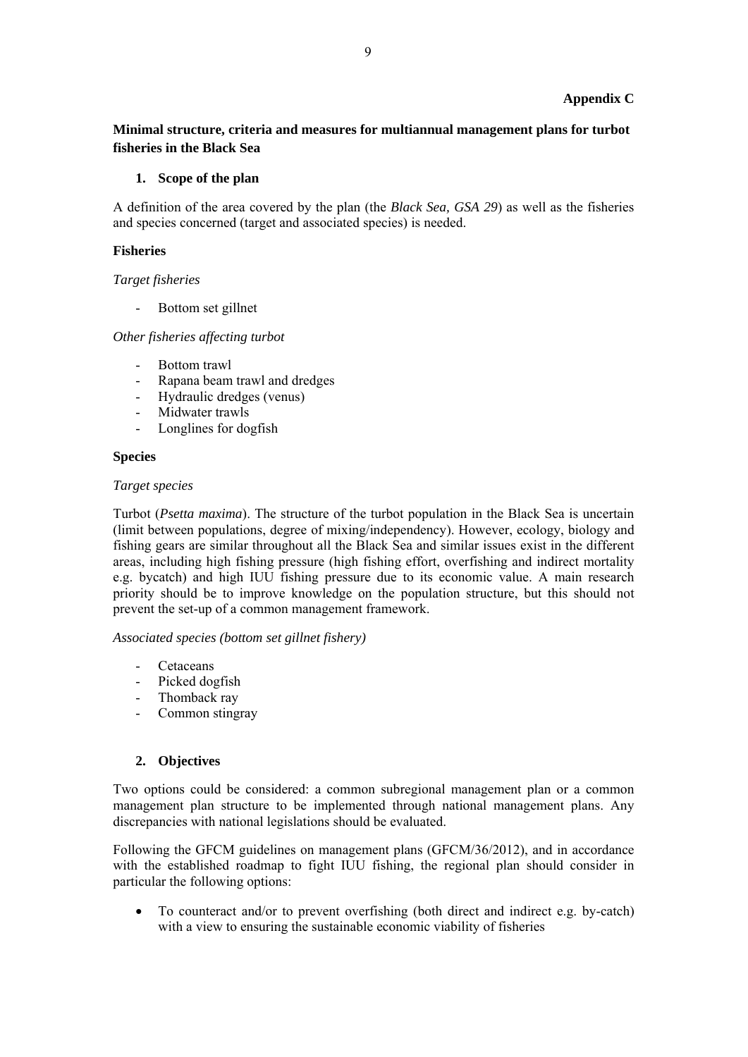**Appendix C**

**Minimal structure, criteria and measures for multiannual management plans for turbot fisheries in the Black Sea**

## 1. Scope of the plan

A definition of the area covered by the plan (the *Black Sea, GSA 29*) as well as the fisheries and species concerned (target and associated species) is needed.

### Fisheries

*Target fisheries*

- Bottom set gillnet

*Other fisheries affecting turbot*

- Bottom trawl
- Rapana beam trawl and dredges
- Hydraulic dredges (venus)
- Midwater trawls
- Longlines for dogfish

### Species

*Target species*

Turbot (*Psetta maxima*). The structure of the turbot population in the Black Sea is uncertain (limit between populations, degree of mixing/independency). However, ecology, biology and fishing gears are similar throughout all the Black Sea and similar issues exist in the different areas, including high fishing pressure (high fishing effort, overfishing and indirect mortality e.g. bycatch) and high IUU fishing pressure due to its economic value. A main research priority should be to improve knowledge on the population structure, but this should not prevent the set-up of a common management framework.

*Associated species (bottom set gillnet fishery)*

- Cetaceans
- Picked dogfish
- Thomback ray
- Common stingray

## 2. Objectives

Two options could be considered: a common subregional management plan or a common management plan structure to be implemented through national management plans. Any discrepancies with national legislations should be evaluated.

Following the GFCM guidelines on management plans (GFCM/36/2012), and in accordance with the established roadmap to fight IUU fishing, the regional plan should consider in particular the following options:

- To counteract and/or to prevent overfishing (both direct and indirect e.g. by-catch) with a view to ensuring the sustainable economic viability of fisheries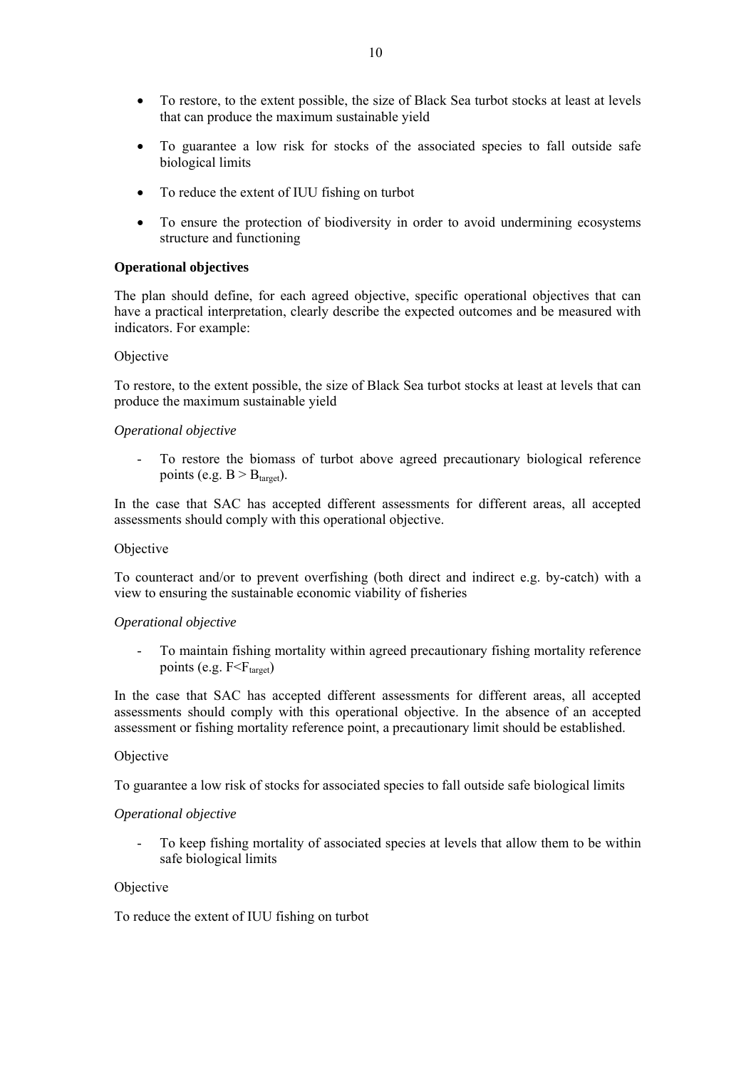- To restore, to the extent possible, the size of Black Sea turbot stocks at least at levels that can produce the maximum sustainable yield
- To guarantee a low risk for stocks of the associated species to fall outside safe biological limits
- To reduce the extent of IUU fishing on turbot
- To ensure the protection of biodiversity in order to avoid undermining ecosystems structure and functioning

**Operational objectives**

The plan should define, for each agreed objective, specific operational objectives that can have a practical interpretation, clearly describe the expected outcomes and be measured with indicators. For example:

Objective

To restore, to the extent possible, the size of Black Sea turbot stocks at least at levels that can produce the maximum sustainable yield

*Operational objective*

- To restore the biomass of turbot above agreed precautionary biological reference points (e.g. $B > B_{target}$).

In the case that SAC has accepted different assessments for different areas, all accepted assessments should comply with this operational objective.

Objective

To counteract and/or to prevent overfishing (both direct and indirect e.g. by-catch) with a view to ensuring the sustainable economic viability of fisheries

*Operational objective*

- To maintain fishing mortality within agreed precautionary fishing mortality reference points (e.g. $F<F_{target}$)

In the case that SAC has accepted different assessments for different areas, all accepted assessments should comply with this operational objective. In the absence of an accepted assessment or fishing mortality reference point, a precautionary limit should be established.

Objective

To guarantee a low risk of stocks for associated species to fall outside safe biological limits

*Operational objective*

- To keep fishing mortality of associated species at levels that allow them to be within safe biological limits

Objective

To reduce the extent of IUU fishing on turbot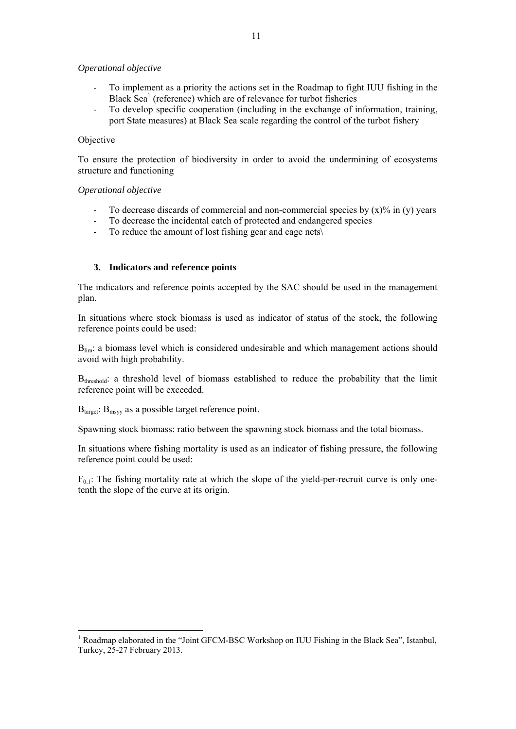*Operational objective*

- To implement as a priority the actions set in the Roadmap to fight IUU fishing in the Black Sea[1] (reference) which are of relevance for turbot fisheries
- To develop specific cooperation (including in the exchange of information, training, port State measures) at Black Sea scale regarding the control of the turbot fishery

Objective

To ensure the protection of biodiversity in order to avoid the undermining of ecosystems structure and functioning

*Operational objective*

- To decrease discards of commercial and non-commercial species by (x)% in (y) years
- To decrease the incidental catch of protected and endangered species
- To reduce the amount of lost fishing gear and cage nets\

### 3. Indicators and reference points

The indicators and reference points accepted by the SAC should be used in the management plan.

In situations where stock biomass is used as indicator of status of the stock, the following reference points could be used:

$B_{lim}$: a biomass level which is considered undesirable and which management actions should avoid with high probability.

$B_{threshold}$: a threshold level of biomass established to reduce the probability that the limit reference point will be exceeded.

$B_{target}$: $B_{msyy}$ as a possible target reference point.

Spawning stock biomass: ratio between the spawning stock biomass and the total biomass.

In situations where fishing mortality is used as an indicator of fishing pressure, the following reference point could be used:

$F_{0.1}$: The fishing mortality rate at which the slope of the yield-per-recruit curve is only one-tenth the slope of the curve at its origin.

---

[1] Roadmap elaborated in the "Joint GFCM-BSC Workshop on IUU Fishing in the Black Sea", Istanbul, Turkey, 25-27 February 2013.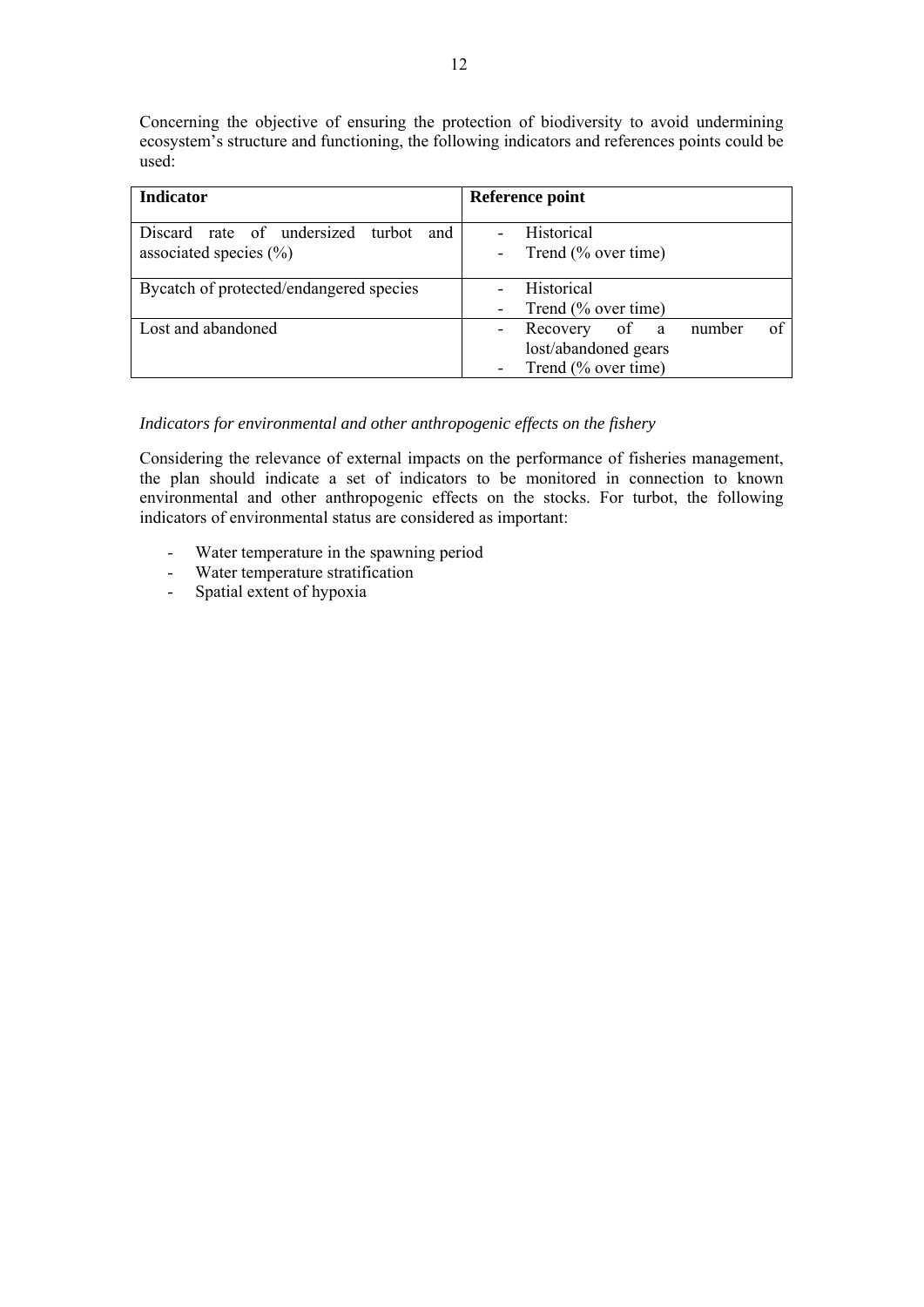Concerning the objective of ensuring the protection of biodiversity to avoid undermining ecosystem's structure and functioning, the following indicators and references points could be used:

| Indicator | Reference point |
|---|---|
| Discard rate of undersized turbot and associated species (%) | - Historical<br>- Trend (% over time) |
| Bycatch of protected/endangered species | - Historical<br>- Trend (% over time) |
| Lost and abandoned | - Recovery of a number of lost/abandoned gears<br>- Trend (% over time) |

*Indicators for environmental and other anthropogenic effects on the fishery*

Considering the relevance of external impacts on the performance of fisheries management, the plan should indicate a set of indicators to be monitored in connection to known environmental and other anthropogenic effects on the stocks. For turbot, the following indicators of environmental status are considered as important:

- Water temperature in the spawning period
- Water temperature stratification
- Spatial extent of hypoxia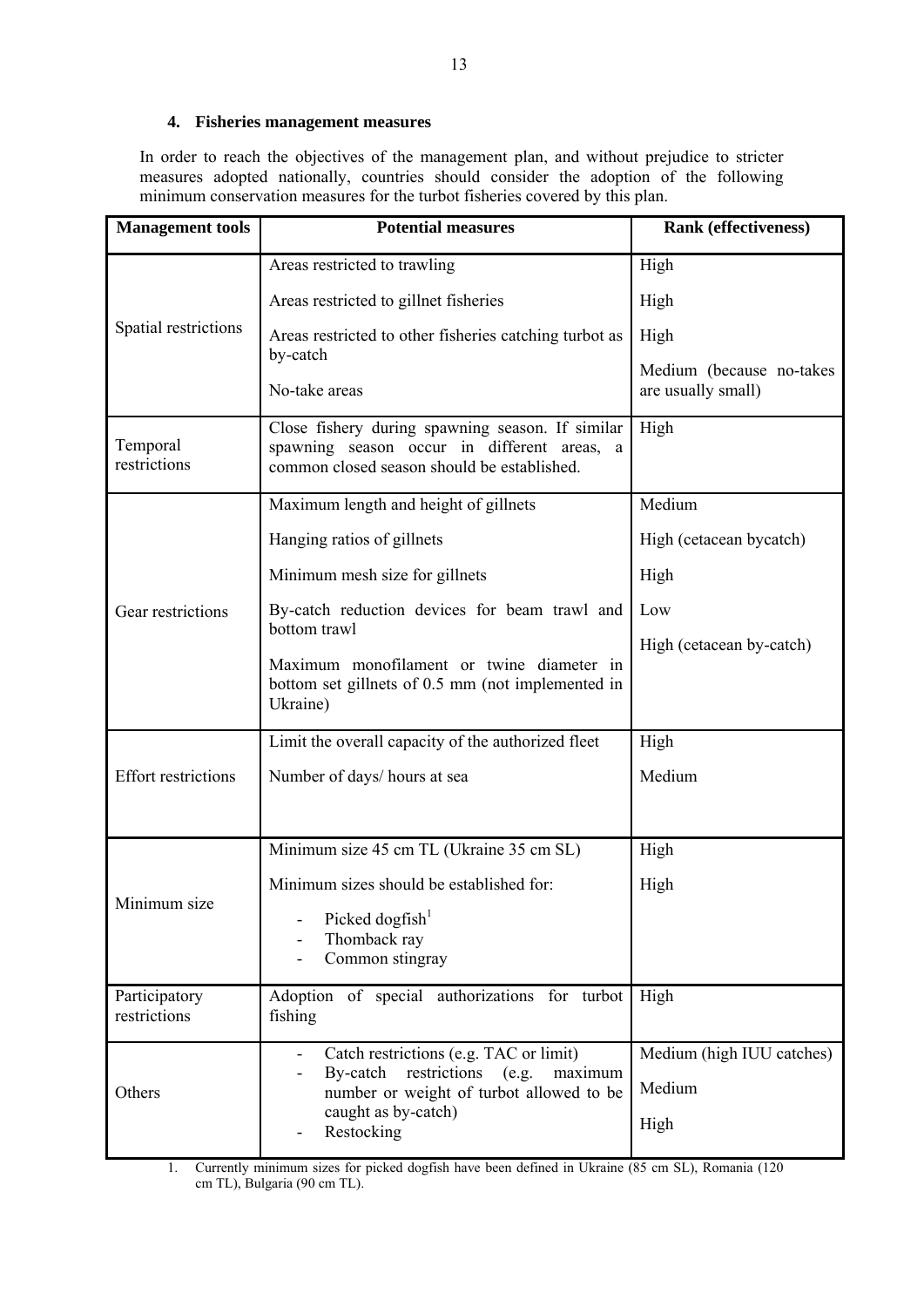## 4. Fisheries management measures

In order to reach the objectives of the management plan, and without prejudice to stricter measures adopted nationally, countries should consider the adoption of the following minimum conservation measures for the turbot fisheries covered by this plan.

| Management tools | Potential measures | Rank (effectiveness) |
|---|---|---|
| Spatial restrictions | Areas restricted to trawling | High |
| | Areas restricted to gillnet fisheries | High |
| | Areas restricted to other fisheries catching turbot as by-catch | High |
| | No-take areas | Medium (because no-takes are usually small) |
| Temporal restrictions | Close fishery during spawning season. If similar spawning season occur in different areas, a common closed season should be established. | High |
| Gear restrictions | Maximum length and height of gillnets | Medium |
| | Hanging ratios of gillnets | High (cetacean bycatch) |
| | Minimum mesh size for gillnets | High |
| | By-catch reduction devices for beam trawl and bottom trawl | Low |
| | Maximum monofilament or twine diameter in bottom set gillnets of 0.5 mm (not implemented in Ukraine) | High (cetacean by-catch) |
| Effort restrictions | Limit the overall capacity of the authorized fleet | High |
| | Number of days/ hours at sea | Medium |
| Minimum size | Minimum size 45 cm TL (Ukraine 35 cm SL) | High |
| | Minimum sizes should be established for: <br> - Picked dogfish[1] <br> - Thomback ray <br> - Common stingray | High |
| Participatory restrictions | Adoption of special authorizations for turbot fishing | High |
| Others | - Catch restrictions (e.g. TAC or limit) | Medium (high IUU catches) |
| | - By-catch restrictions (e.g. maximum number or weight of turbot allowed to be caught as by-catch) | Medium |
| | - Restocking | High |

1. Currently minimum sizes for picked dogfish have been defined in Ukraine (85 cm SL), Romania (120 cm TL), Bulgaria (90 cm TL).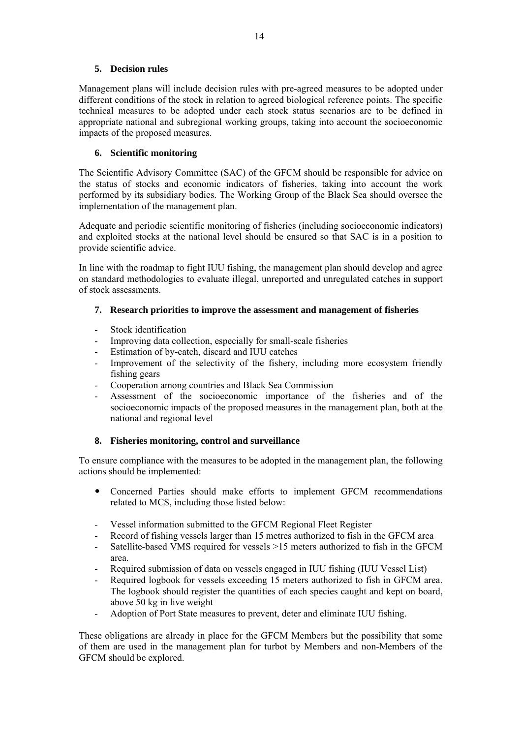## 5. Decision rules

Management plans will include decision rules with pre-agreed measures to be adopted under different conditions of the stock in relation to agreed biological reference points. The specific technical measures to be adopted under each stock status scenarios are to be defined in appropriate national and subregional working groups, taking into account the socioeconomic impacts of the proposed measures.

## 6. Scientific monitoring

The Scientific Advisory Committee (SAC) of the GFCM should be responsible for advice on the status of stocks and economic indicators of fisheries, taking into account the work performed by its subsidiary bodies. The Working Group of the Black Sea should oversee the implementation of the management plan.

Adequate and periodic scientific monitoring of fisheries (including socioeconomic indicators) and exploited stocks at the national level should be ensured so that SAC is in a position to provide scientific advice.

In line with the roadmap to fight IUU fishing, the management plan should develop and agree on standard methodologies to evaluate illegal, unreported and unregulated catches in support of stock assessments.

## 7. Research priorities to improve the assessment and management of fisheries

- Stock identification
- Improving data collection, especially for small-scale fisheries
- Estimation of by-catch, discard and IUU catches
- Improvement of the selectivity of the fishery, including more ecosystem friendly fishing gears
- Cooperation among countries and Black Sea Commission
- Assessment of the socioeconomic importance of the fisheries and of the socioeconomic impacts of the proposed measures in the management plan, both at the national and regional level

## 8. Fisheries monitoring, control and surveillance

To ensure compliance with the measures to be adopted in the management plan, the following actions should be implemented:

- Concerned Parties should make efforts to implement GFCM recommendations related to MCS, including those listed below:

- Vessel information submitted to the GFCM Regional Fleet Register
- Record of fishing vessels larger than 15 metres authorized to fish in the GFCM area
- Satellite-based VMS required for vessels >15 meters authorized to fish in the GFCM area.
- Required submission of data on vessels engaged in IUU fishing (IUU Vessel List)
- Required logbook for vessels exceeding 15 meters authorized to fish in GFCM area. The logbook should register the quantities of each species caught and kept on board, above 50 kg in live weight
- Adoption of Port State measures to prevent, deter and eliminate IUU fishing.

These obligations are already in place for the GFCM Members but the possibility that some of them are used in the management plan for turbot by Members and non-Members of the GFCM should be explored.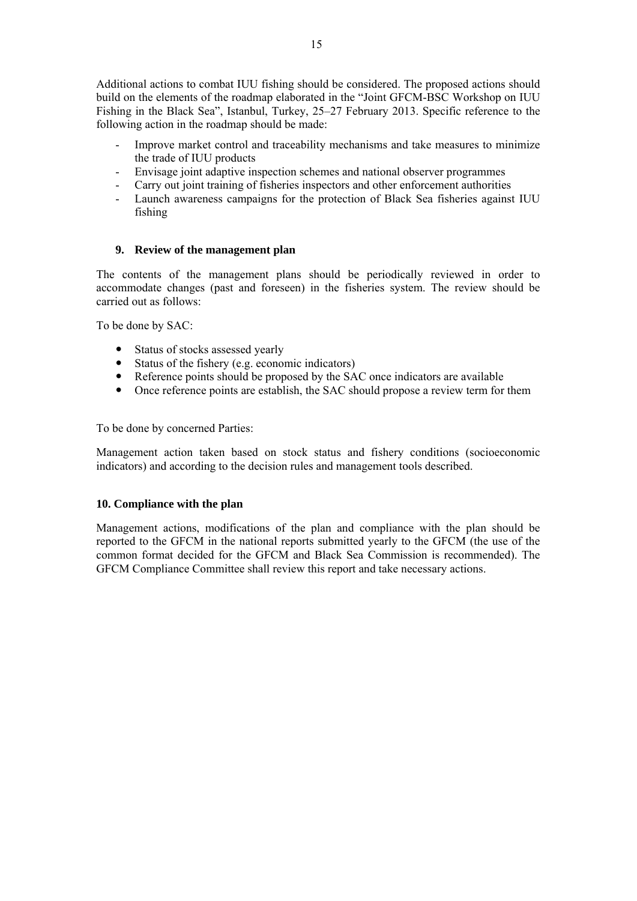Additional actions to combat IUU fishing should be considered. The proposed actions should build on the elements of the roadmap elaborated in the "Joint GFCM-BSC Workshop on IUU Fishing in the Black Sea", Istanbul, Turkey, 25–27 February 2013. Specific reference to the following action in the roadmap should be made:

- Improve market control and traceability mechanisms and take measures to minimize the trade of IUU products
- Envisage joint adaptive inspection schemes and national observer programmes
- Carry out joint training of fisheries inspectors and other enforcement authorities
- Launch awareness campaigns for the protection of Black Sea fisheries against IUU fishing

## 9. Review of the management plan

The contents of the management plans should be periodically reviewed in order to accommodate changes (past and foreseen) in the fisheries system. The review should be carried out as follows:

To be done by SAC:

- Status of stocks assessed yearly
- Status of the fishery (e.g. economic indicators)
- Reference points should be proposed by the SAC once indicators are available
- Once reference points are establish, the SAC should propose a review term for them

To be done by concerned Parties:

Management action taken based on stock status and fishery conditions (socioeconomic indicators) and according to the decision rules and management tools described.

## 10. Compliance with the plan

Management actions, modifications of the plan and compliance with the plan should be reported to the GFCM in the national reports submitted yearly to the GFCM (the use of the common format decided for the GFCM and Black Sea Commission is recommended). The GFCM Compliance Committee shall review this report and take necessary actions.